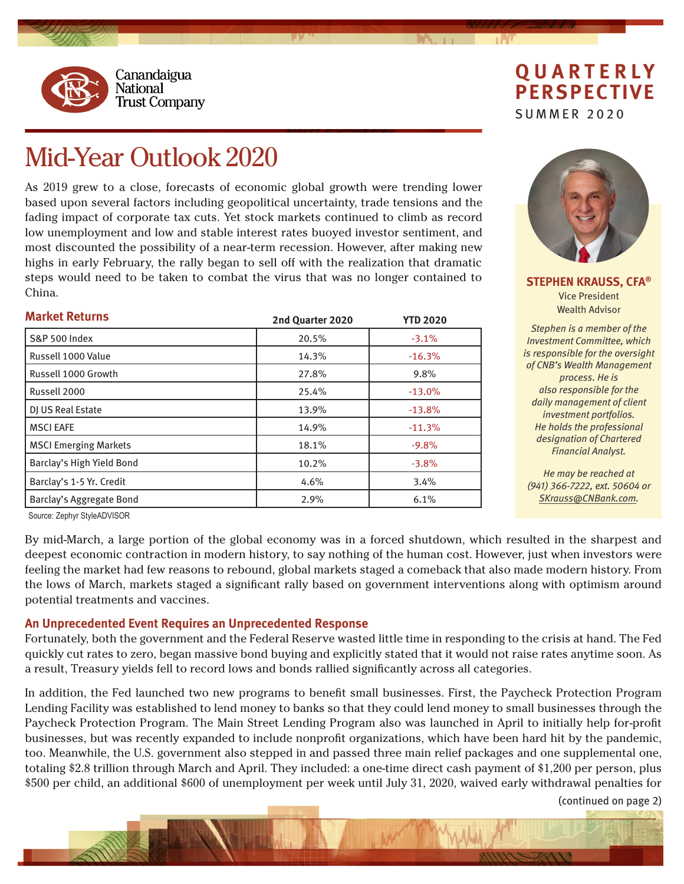Canandaigua National Trust Company

**QUARTERLY PERSPECTIVE**

SUMMER 2020

# Mid-Year Outlook 2020

As 2019 grew to a close, forecasts of economic global growth were trending lower based upon several factors including geopolitical uncertainty, trade tensions and the fading impact of corporate tax cuts. Yet stock markets continued to climb as record low unemployment and low and stable interest rates buoyed investor sentiment, and most discounted the possibility of a near-term recession. However, after making new highs in early February, the rally began to sell off with the realization that dramatic steps would need to be taken to combat the virus that was no longer contained to China.

## Market Returns

| | 2nd Quarter 2020 | YTD 2020 |
|---|---|---|
| S&P 500 Index | 20.5% | -3.1% |
| Russell 1000 Value | 14.3% | -16.3% |
| Russell 1000 Growth | 27.8% | 9.8% |
| Russell 2000 | 25.4% | -13.0% |
| DJ US Real Estate | 13.9% | -13.8% |
| MSCI EAFE | 14.9% | -11.3% |
| MSCI Emerging Markets | 18.1% | -9.8% |
| Barclay's High Yield Bond | 10.2% | -3.8% |
| Barclay's 1-5 Yr. Credit | 4.6% | 3.4% |
| Barclay's Aggregate Bond | 2.9% | 6.1% |

Source: Zephyr StyleADVISOR

**STEPHEN KRAUSS, CFA®**
Vice President
Wealth Advisor

*Stephen is a member of the Investment Committee, which is responsible for the oversight of CNB's Wealth Management process. He is also responsible for the daily management of client investment portfolios. He holds the professional designation of Chartered Financial Analyst.*

*He may be reached at (941) 366-7222, ext. 50604 or SKrauss@CNBank.com.*

By mid-March, a large portion of the global economy was in a forced shutdown, which resulted in the sharpest and deepest economic contraction in modern history, to say nothing of the human cost. However, just when investors were feeling the market had few reasons to rebound, global markets staged a comeback that also made modern history. From the lows of March, markets staged a significant rally based on government interventions along with optimism around potential treatments and vaccines.

## An Unprecedented Event Requires an Unprecedented Response

Fortunately, both the government and the Federal Reserve wasted little time in responding to the crisis at hand. The Fed quickly cut rates to zero, began massive bond buying and explicitly stated that it would not raise rates anytime soon. As a result, Treasury yields fell to record lows and bonds rallied significantly across all categories.

In addition, the Fed launched two new programs to benefit small businesses. First, the Paycheck Protection Program Lending Facility was established to lend money to banks so that they could lend money to small businesses through the Paycheck Protection Program. The Main Street Lending Program also was launched in April to initially help for-profit businesses, but was recently expanded to include nonprofit organizations, which have been hard hit by the pandemic, too. Meanwhile, the U.S. government also stepped in and passed three main relief packages and one supplemental one, totaling $2.8 trillion through March and April. They included: a one-time direct cash payment of $1,200 per person, plus $500 per child, an additional $600 of unemployment per week until July 31, 2020, waived early withdrawal penalties for

(continued on page 2)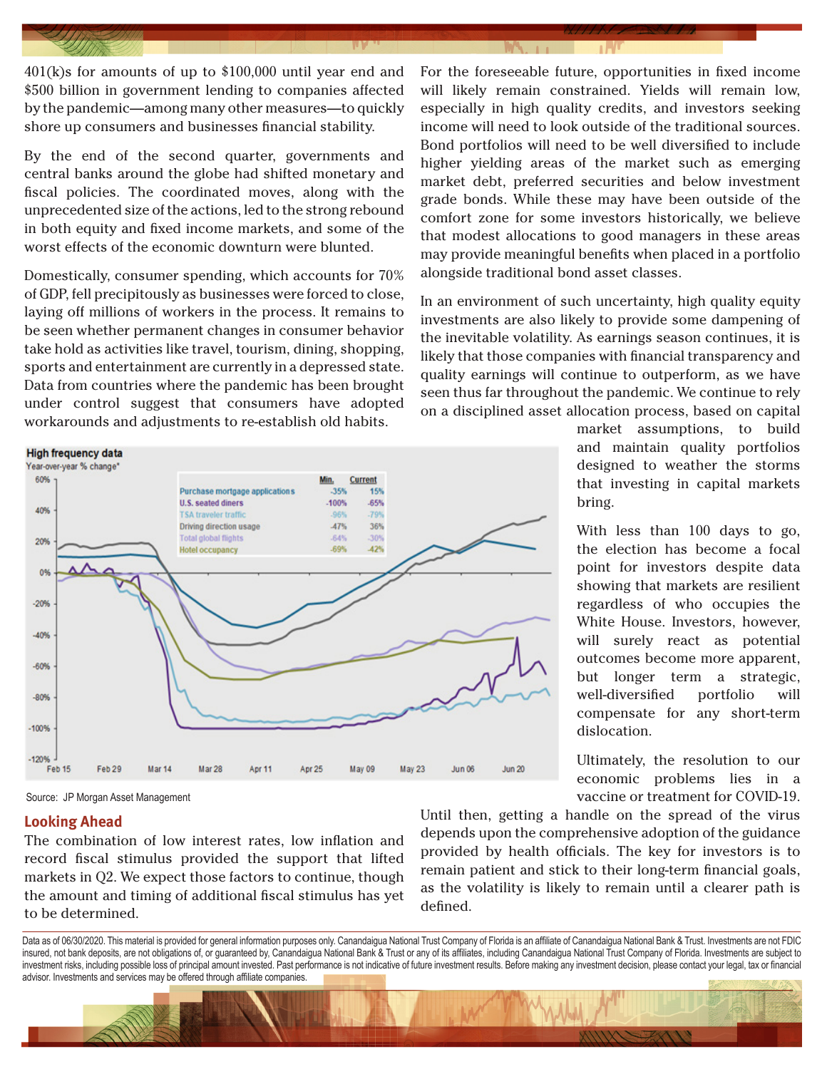401(k)s for amounts of up to $100,000 until year end and $500 billion in government lending to companies affected by the pandemic—among many other measures—to quickly shore up consumers and businesses financial stability.

By the end of the second quarter, governments and central banks around the globe had shifted monetary and fiscal policies. The coordinated moves, along with the unprecedented size of the actions, led to the strong rebound in both equity and fixed income markets, and some of the worst effects of the economic downturn were blunted.

Domestically, consumer spending, which accounts for 70% of GDP, fell precipitously as businesses were forced to close, laying off millions of workers in the process. It remains to be seen whether permanent changes in consumer behavior take hold as activities like travel, tourism, dining, shopping, sports and entertainment are currently in a depressed state. Data from countries where the pandemic has been brought under control suggest that consumers have adopted workarounds and adjustments to re-establish old habits.

High frequency data

Year-over-year % change*

Min. Current

Purchase mortgage applications -35% 15%

U.S. seated diners -100% -65%

TSA traveler traffic -96% -79%

Driving direction usage -47% 36%

Total global flights -64% -30%

Hotel occupancy -69% -42%

60% 40% 20% 0% -20% -40% -60% -80% -100% -120%

Feb 15 Feb 29 Mar 14 Mar 28 Apr 11 Apr 25 May 09 May 23 Jun 06 Jun 20

Source: JP Morgan Asset Management

## Looking Ahead

The combination of low interest rates, low inflation and record fiscal stimulus provided the support that lifted markets in Q2. We expect those factors to continue, though the amount and timing of additional fiscal stimulus has yet to be determined.

For the foreseeable future, opportunities in fixed income will likely remain constrained. Yields will remain low, especially in high quality credits, and investors seeking income will need to look outside of the traditional sources. Bond portfolios will need to be well diversified to include higher yielding areas of the market such as emerging market debt, preferred securities and below investment grade bonds. While these may have been outside of the comfort zone for some investors historically, we believe that modest allocations to good managers in these areas may provide meaningful benefits when placed in a portfolio alongside traditional bond asset classes.

In an environment of such uncertainty, high quality equity investments are also likely to provide some dampening of the inevitable volatility. As earnings season continues, it is likely that those companies with financial transparency and quality earnings will continue to outperform, as we have seen thus far throughout the pandemic. We continue to rely on a disciplined asset allocation process, based on capital market assumptions, to build and maintain quality portfolios designed to weather the storms that investing in capital markets bring.

With less than 100 days to go, the election has become a focal point for investors despite data showing that markets are resilient regardless of who occupies the White House. Investors, however, will surely react as potential outcomes become more apparent, but longer term a strategic, well-diversified portfolio will compensate for any short-term dislocation.

Ultimately, the resolution to our economic problems lies in a vaccine or treatment for COVID-19. Until then, getting a handle on the spread of the virus depends upon the comprehensive adoption of the guidance provided by health officials. The key for investors is to remain patient and stick to their long-term financial goals, as the volatility is likely to remain until a clearer path is defined.

Data as of 06/30/2020. This material is provided for general information purposes only. Canandaigua National Trust Company of Florida is an affiliate of Canandaigua National Bank & Trust. Investments are not FDIC insured, not bank deposits, are not obligations of, or guaranteed by, Canandaigua National Bank & Trust or any of its affiliates, including Canandaigua National Trust Company of Florida. Investments are subject to investment risks, including possible loss of principal amount invested. Past performance is not indicative of future investment results. Before making any investment decision, please contact your legal, tax or financial advisor. Investments and services may be offered through affiliate companies.